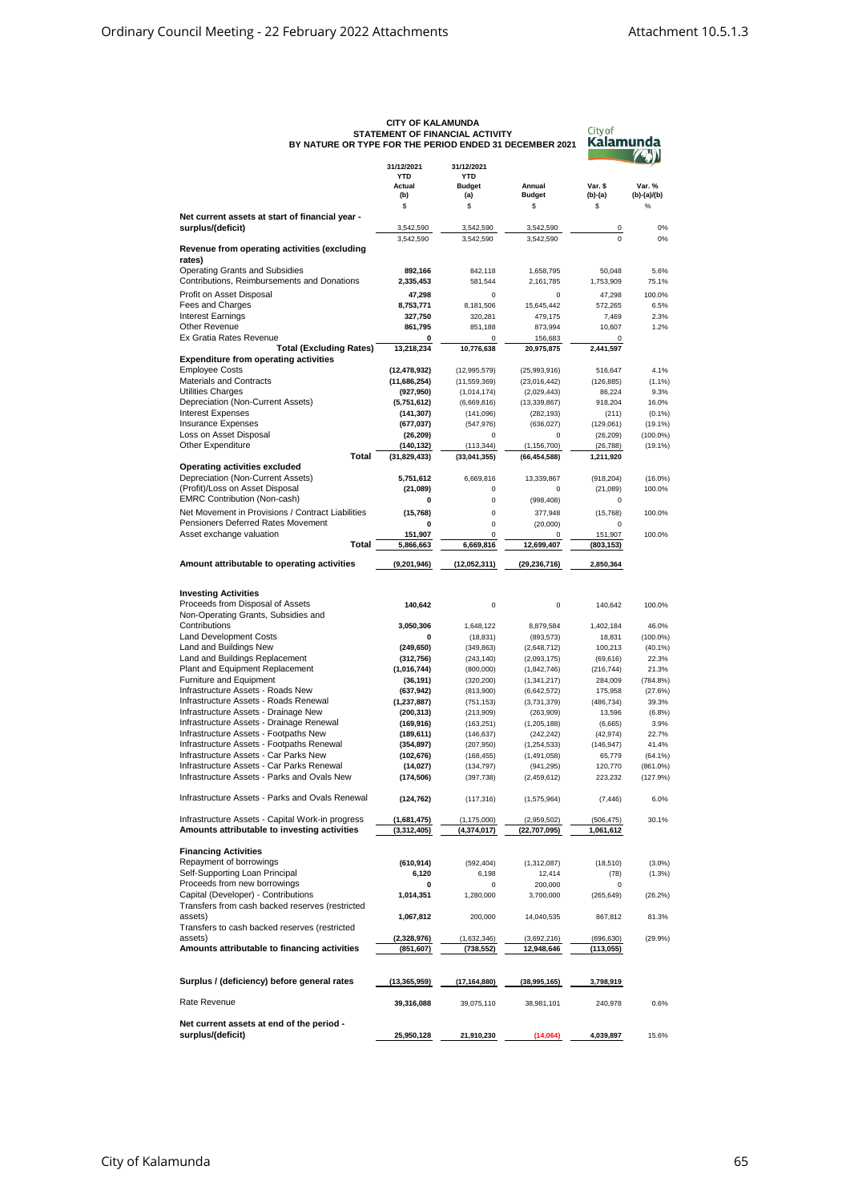# CITY OF KALAMUNDA
## STATEMENT OF FINANCIAL ACTIVITY
## BY NATURE OR TYPE FOR THE PERIOD ENDED 31 DECEMBER 2021

| | 31/12/2021 YTD Actual (b) $ | 31/12/2021 YTD Budget (a) $ | Annual Budget $ | Var. $ (b)-(a) $ | Var. % (b)-(a)/(b) % |
|---|---|---|---|---|---|
| **Net current assets at start of financial year - surplus/(deficit)** | 3,542,590 | 3,542,590 | 3,542,590 | 0 | 0% |
| | 3,542,590 | 3,542,590 | 3,542,590 | 0 | 0% |
| **Revenue from operating activities (excluding rates)** | | | | | |
| Operating Grants and Subsidies | **892,166** | 842,118 | 1,658,795 | 50,048 | 5.6% |
| Contributions, Reimbursements and Donations | **2,335,453** | 581,544 | 2,161,785 | 1,753,909 | 75.1% |
| Profit on Asset Disposal | **47,298** | 0 | 0 | 47,298 | 100.0% |
| Fees and Charges | **8,753,771** | 8,181,506 | 15,645,442 | 572,265 | 6.5% |
| Interest Earnings | **327,750** | 320,281 | 479,175 | 7,469 | 2.3% |
| Other Revenue | **861,795** | 851,188 | 873,994 | 10,607 | 1.2% |
| Ex Gratia Rates Revenue | **0** | 0 | 156,683 | 0 | |
| **Total (Excluding Rates)** | **13,218,234** | **10,776,638** | **20,975,875** | **2,441,597** | |
| **Expenditure from operating activities** | | | | | |
| Employee Costs | **(12,478,932)** | (12,995,579) | (25,993,916) | 516,647 | 4.1% |
| Materials and Contracts | **(11,686,254)** | (11,559,369) | (23,016,442) | (126,885) | (1.1%) |
| Utilities Charges | **(927,950)** | (1,014,174) | (2,029,443) | 86,224 | 9.3% |
| Depreciation (Non-Current Assets) | **(5,751,612)** | (6,669,816) | (13,339,867) | 918,204 | 16.0% |
| Interest Expenses | **(141,307)** | (141,096) | (282,193) | (211) | (0.1%) |
| Insurance Expenses | **(677,037)** | (547,976) | (636,027) | (129,061) | (19.1%) |
| Loss on Asset Disposal | **(26,209)** | 0 | 0 | (26,209) | (100.0%) |
| Other Expenditure | **(140,132)** | (113,344) | (1,156,700) | (26,788) | (19.1%) |
| **Total** | **(31,829,433)** | **(33,041,355)** | **(66,454,588)** | **1,211,920** | |
| **Operating activities excluded** | | | | | |
| Depreciation (Non-Current Assets) | **5,751,612** | 6,669,816 | 13,339,867 | (918,204) | (16.0%) |
| (Profit)/Loss on Asset Disposal | **(21,089)** | 0 | 0 | (21,089) | 100.0% |
| EMRC Contribution (Non-cash) | **0** | 0 | (998,408) | 0 | |
| Net Movement in Provisions / Contract Liabilities | **(15,768)** | 0 | 377,948 | (15,768) | 100.0% |
| Pensioners Deferred Rates Movement | **0** | 0 | (20,000) | 0 | |
| Asset exchange valuation | **151,907** | 0 | 0 | 151,907 | 100.0% |
| **Total** | **5,866,663** | **6,669,816** | **12,699,407** | **(803,153)** | |
| **Amount attributable to operating activities** | **(9,201,946)** | **(12,052,311)** | **(29,236,716)** | **2,850,364** | |
| **Investing Activities** | | | | | |
| Proceeds from Disposal of Assets | **140,642** | 0 | 0 | 140,642 | 100.0% |
| Non-Operating Grants, Subsidies and Contributions | **3,050,306** | 1,648,122 | 8,879,584 | 1,402,184 | 46.0% |
| Land Development Costs | **0** | (18,831) | (893,573) | 18,831 | (100.0%) |
| Land and Buildings New | **(249,650)** | (349,863) | (2,648,712) | 100,213 | (40.1%) |
| Land and Buildings Replacement | **(312,756)** | (243,140) | (2,093,175) | (69,616) | 22.3% |
| Plant and Equipment Replacement | **(1,016,744)** | (800,000) | (1,842,746) | (216,744) | 21.3% |
| Furniture and Equipment | **(36,191)** | (320,200) | (1,341,217) | 284,009 | (784.8%) |
| Infrastructure Assets - Roads New | **(637,942)** | (813,900) | (6,642,572) | 175,958 | (27.6%) |
| Infrastructure Assets - Roads Renewal | **(1,237,887)** | (751,153) | (3,731,379) | (486,734) | 39.3% |
| Infrastructure Assets - Drainage New | **(200,313)** | (213,909) | (263,909) | 13,596 | (6.8%) |
| Infrastructure Assets - Drainage Renewal | **(169,916)** | (163,251) | (1,205,188) | (6,665) | 3.9% |
| Infrastructure Assets - Footpaths New | **(189,611)** | (146,637) | (242,242) | (42,974) | 22.7% |
| Infrastructure Assets - Footpaths Renewal | **(354,897)** | (207,950) | (1,254,533) | (146,947) | 41.4% |
| Infrastructure Assets - Car Parks New | **(102,676)** | (168,455) | (1,491,058) | 65,779 | (64.1%) |
| Infrastructure Assets - Car Parks Renewal | **(14,027)** | (134,797) | (941,295) | 120,770 | (861.0%) |
| Infrastructure Assets - Parks and Ovals New | **(174,506)** | (397,738) | (2,459,612) | 223,232 | (127.9%) |
| Infrastructure Assets - Parks and Ovals Renewal | **(124,762)** | (117,316) | (1,575,964) | (7,446) | 6.0% |
| Infrastructure Assets - Capital Work-in progress | **(1,681,475)** | (1,175,000) | (2,959,502) | (506,475) | 30.1% |
| **Amounts attributable to investing activities** | **(3,312,405)** | **(4,374,017)** | **(22,707,095)** | **1,061,612** | |
| **Financing Activities** | | | | | |
| Repayment of borrowings | **(610,914)** | (592,404) | (1,312,087) | (18,510) | (3.0%) |
| Self-Supporting Loan Principal | **6,120** | 6,198 | 12,414 | (78) | (1.3%) |
| Proceeds from new borrowings | **0** | 0 | 200,000 | 0 | |
| Capital (Developer) - Contributions | **1,014,351** | 1,280,000 | 3,700,000 | (265,649) | (26.2%) |
| Transfers from cash backed reserves (restricted assets) | **1,067,812** | 200,000 | 14,040,535 | 867,812 | 81.3% |
| Transfers to cash backed reserves (restricted assets) | **(2,328,976)** | (1,632,346) | (3,692,216) | (696,630) | (29.9%) |
| **Amounts attributable to financing activities** | **(851,607)** | **(738,552)** | **12,948,646** | **(113,055)** | |
| **Surplus / (deficiency) before general rates** | **(13,365,959)** | **(17,164,880)** | **(38,995,165)** | **3,798,919** | |
| Rate Revenue | **39,316,088** | 39,075,110 | 38,981,101 | 240,978 | 0.6% |
| **Net current assets at end of the period - surplus/(deficit)** | **25,950,128** | **21,910,230** | **(14,064)** | **4,039,897** | 15.6% |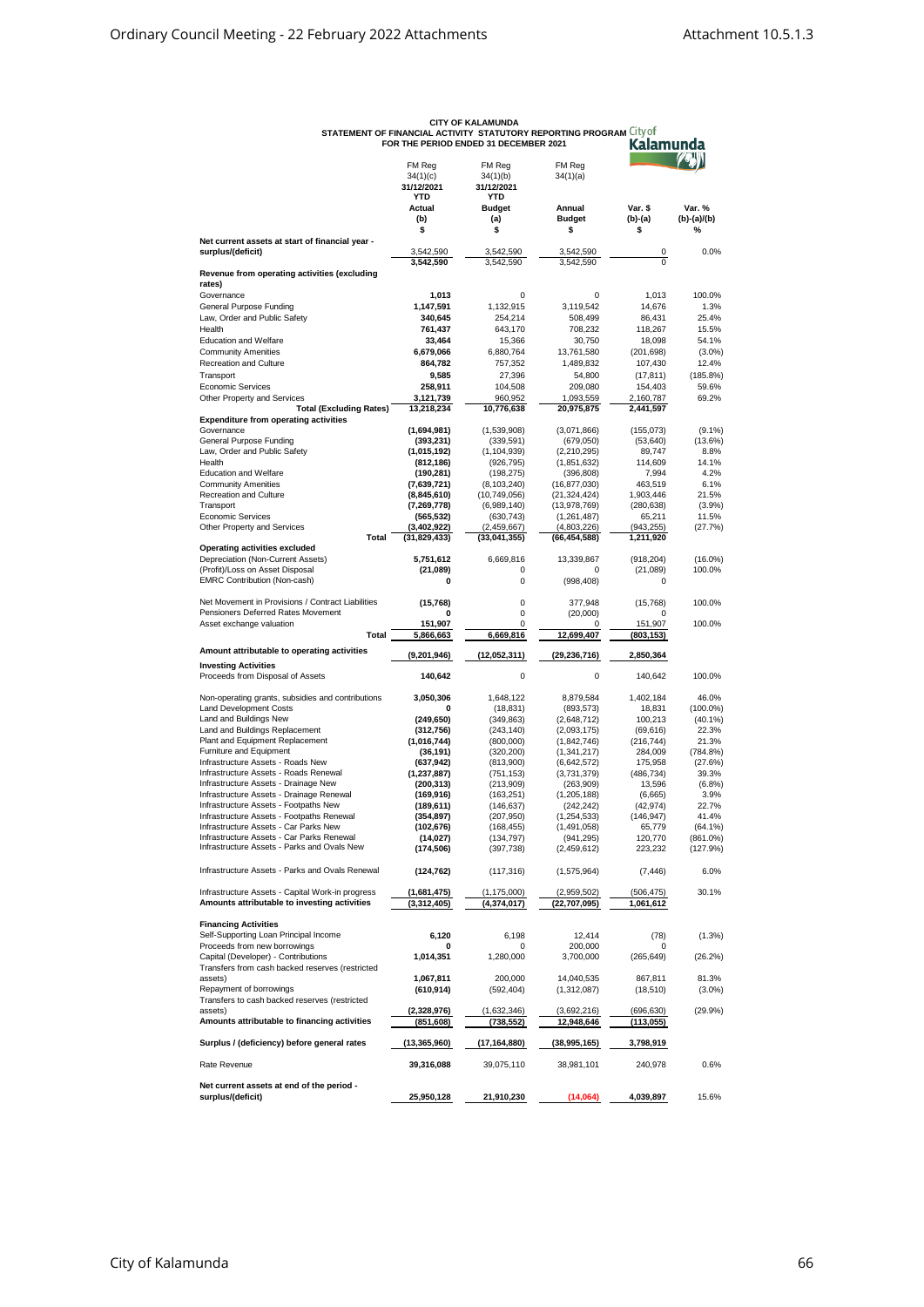# CITY OF KALAMUNDA
## STATEMENT OF FINANCIAL ACTIVITY STATUTORY REPORTING PROGRAM
### FOR THE PERIOD ENDED 31 DECEMBER 2021

| | FM Reg 34(1)(c) 31/12/2021 YTD Actual (b) $ | FM Reg 34(1)(b) 31/12/2021 YTD Budget (a) $ | FM Reg 34(1)(a) Annual Budget $ | Var. $ (b)-(a) $ | Var. % (b)-(a)/(b) % |
|---|---|---|---|---|---|
| **Net current assets at start of financial year - surplus/(deficit)** | 3,542,590 | 3,542,590 | 3,542,590 | 0 | 0.0% |
| | 3,542,590 | 3,542,590 | 3,542,590 | 0 | |
| **Revenue from operating activities (excluding rates)** | | | | | |
| Governance | **1,013** | 0 | 0 | 1,013 | 100.0% |
| General Purpose Funding | **1,147,591** | 1,132,915 | 3,119,542 | 14,676 | 1.3% |
| Law, Order and Public Safety | **340,645** | 254,214 | 508,499 | 86,431 | 25.4% |
| Health | **761,437** | 643,170 | 708,232 | 118,267 | 15.5% |
| Education and Welfare | **33,464** | 15,366 | 30,750 | 18,098 | 54.1% |
| Community Amenities | **6,679,066** | 6,880,764 | 13,761,580 | (201,698) | (3.0%) |
| Recreation and Culture | **864,782** | 757,352 | 1,489,832 | 107,430 | 12.4% |
| Transport | **9,585** | 27,396 | 54,800 | (17,811) | (185.8%) |
| Economic Services | **258,911** | 104,508 | 209,080 | 154,403 | 59.6% |
| Other Property and Services | **3,121,739** | 960,952 | 1,093,559 | 2,160,787 | 69.2% |
| **Total (Excluding Rates)** | **13,218,234** | **10,776,638** | **20,975,875** | **2,441,597** | |
| **Expenditure from operating activities** | | | | | |
| Governance | **(1,694,981)** | (1,539,908) | (3,071,866) | (155,073) | (9.1%) |
| General Purpose Funding | **(393,231)** | (339,591) | (679,050) | (53,640) | (13.6%) |
| Law, Order and Public Safety | **(1,015,192)** | (1,104,939) | (2,210,295) | 89,747 | 8.8% |
| Health | **(812,186)** | (926,795) | (1,851,632) | 114,609 | 14.1% |
| Education and Welfare | **(190,281)** | (198,275) | (396,808) | 7,994 | 4.2% |
| Community Amenities | **(7,639,721)** | (8,103,240) | (16,877,030) | 463,519 | 6.1% |
| Recreation and Culture | **(8,845,610)** | (10,749,056) | (21,324,424) | 1,903,446 | 21.5% |
| Transport | **(7,269,778)** | (6,989,140) | (13,978,769) | (280,638) | (3.9%) |
| Economic Services | **(565,532)** | (630,743) | (1,261,487) | 65,211 | 11.5% |
| Other Property and Services | **(3,402,922)** | (2,459,667) | (4,803,226) | (943,255) | (27.7%) |
| **Total** | **(31,829,433)** | **(33,041,355)** | **(66,454,588)** | **1,211,920** | |
| **Operating activities excluded** | | | | | |
| Depreciation (Non-Current Assets) | **5,751,612** | 6,669,816 | 13,339,867 | (918,204) | (16.0%) |
| (Profit)/Loss on Asset Disposal | **(21,089)** | 0 | 0 | (21,089) | 100.0% |
| EMRC Contribution (Non-cash) | **0** | 0 | (998,408) | 0 | |
| Net Movement in Provisions / Contract Liabilities | **(15,768)** | 0 | 377,948 | (15,768) | 100.0% |
| Pensioners Deferred Rates Movement | **0** | 0 | (20,000) | 0 | |
| Asset exchange valuation | **151,907** | 0 | 0 | 151,907 | 100.0% |
| **Total** | **5,866,663** | **6,669,816** | **12,699,407** | **(803,153)** | |
| **Amount attributable to operating activities** | **(9,201,946)** | **(12,052,311)** | **(29,236,716)** | **2,850,364** | |
| **Investing Activities** | | | | | |
| Proceeds from Disposal of Assets | **140,642** | 0 | 0 | 140,642 | 100.0% |
| Non-operating grants, subsidies and contributions | **3,050,306** | 1,648,122 | 8,879,584 | 1,402,184 | 46.0% |
| Land Development Costs | **0** | (18,831) | (893,573) | 18,831 | (100.0%) |
| Land and Buildings New | **(249,650)** | (349,863) | (2,648,712) | 100,213 | (40.1%) |
| Land and Buildings Replacement | **(312,756)** | (243,140) | (2,093,175) | (69,616) | 22.3% |
| Plant and Equipment Replacement | **(1,016,744)** | (800,000) | (1,842,746) | (216,744) | 21.3% |
| Furniture and Equipment | **(36,191)** | (320,200) | (1,341,217) | 284,009 | (784.8%) |
| Infrastructure Assets - Roads New | **(637,942)** | (813,900) | (6,642,572) | 175,958 | (27.6%) |
| Infrastructure Assets - Roads Renewal | **(1,237,887)** | (751,153) | (3,731,379) | (486,734) | 39.3% |
| Infrastructure Assets - Drainage New | **(200,313)** | (213,909) | (263,909) | 13,596 | (6.8%) |
| Infrastructure Assets - Drainage Renewal | **(169,916)** | (163,251) | (1,205,188) | (6,665) | 3.9% |
| Infrastructure Assets - Footpaths New | **(189,611)** | (146,637) | (242,242) | (42,974) | 22.7% |
| Infrastructure Assets - Footpaths Renewal | **(354,897)** | (207,950) | (1,254,533) | (146,947) | 41.4% |
| Infrastructure Assets - Car Parks New | **(102,676)** | (168,455) | (1,491,058) | 65,779 | (64.1%) |
| Infrastructure Assets - Car Parks Renewal | **(14,027)** | (134,797) | (941,295) | 120,770 | (861.0%) |
| Infrastructure Assets - Parks and Ovals New | **(174,506)** | (397,738) | (2,459,612) | 223,232 | (127.9%) |
| Infrastructure Assets - Parks and Ovals Renewal | **(124,762)** | (117,316) | (1,575,964) | (7,446) | 6.0% |
| Infrastructure Assets - Capital Work-in progress | **(1,681,475)** | (1,175,000) | (2,959,502) | (506,475) | 30.1% |
| **Amounts attributable to investing activities** | **(3,312,405)** | **(4,374,017)** | **(22,707,095)** | **1,061,612** | |
| **Financing Activities** | | | | | |
| Self-Supporting Loan Principal Income | **6,120** | 6,198 | 12,414 | (78) | (1.3%) |
| Proceeds from new borrowings | **0** | 0 | 200,000 | 0 | |
| Capital (Developer) - Contributions | **1,014,351** | 1,280,000 | 3,700,000 | (265,649) | (26.2%) |
| Transfers from cash backed reserves (restricted assets) | **1,067,811** | 200,000 | 14,040,535 | 867,811 | 81.3% |
| Repayment of borrowings | **(610,914)** | (592,404) | (1,312,087) | (18,510) | (3.0%) |
| Transfers to cash backed reserves (restricted assets) | **(2,328,976)** | (1,632,346) | (3,692,216) | (696,630) | (29.9%) |
| **Amounts attributable to financing activities** | **(851,608)** | **(738,552)** | **12,948,646** | **(113,055)** | |
| **Surplus / (deficiency) before general rates** | **(13,365,960)** | **(17,164,880)** | **(38,995,165)** | **3,798,919** | |
| Rate Revenue | **39,316,088** | 39,075,110 | 38,981,101 | 240,978 | 0.6% |
| **Net current assets at end of the period - surplus/(deficit)** | **25,950,128** | **21,910,230** | **(14,064)** | **4,039,897** | 15.6% |